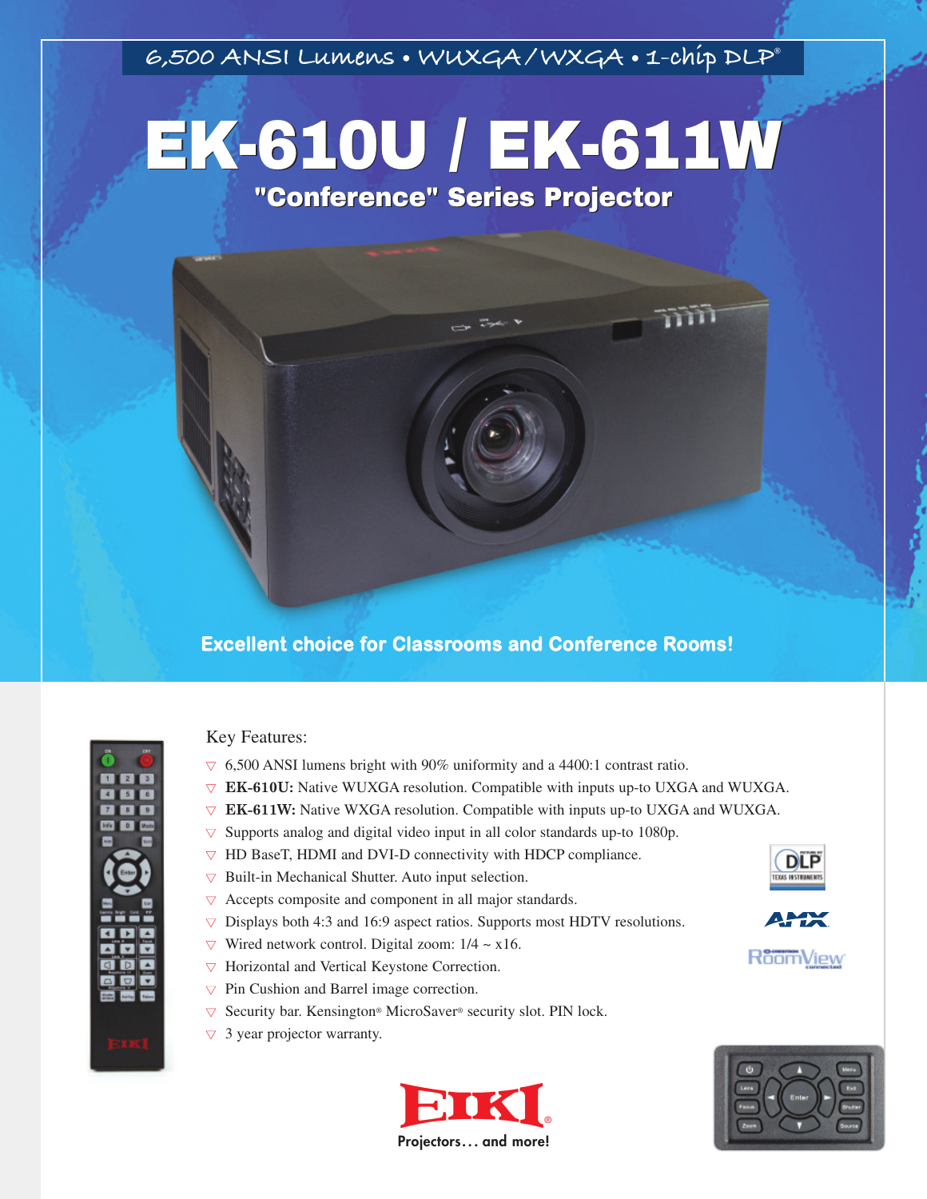6,500 ANSI Lumens • WUXGA/WXGA • 1-chip DLP®

# EK-610U / EK-611W

## "Conference" Series Projector

**Excellent choice for Classrooms and Conference Rooms!**

Key Features:

- 6,500 ANSI lumens bright with 90% uniformity and a 4400:1 contrast ratio.
- **EK-610U:** Native WUXGA resolution. Compatible with inputs up-to UXGA and WUXGA.
- **EK-611W:** Native WXGA resolution. Compatible with inputs up-to UXGA and WUXGA.
- Supports analog and digital video input in all color standards up-to 1080p.
- HD BaseT, HDMI and DVI-D connectivity with HDCP compliance.
- Built-in Mechanical Shutter. Auto input selection.
- Accepts composite and component in all major standards.
- Displays both 4:3 and 16:9 aspect ratios. Supports most HDTV resolutions.
- Wired network control. Digital zoom: 1/4 ~ x16.
- Horizontal and Vertical Keystone Correction.
- Pin Cushion and Barrel image correction.
- Security bar. Kensington® MicroSaver® security slot. PIN lock.
- 3 year projector warranty.

EIKI® Projectors… and more!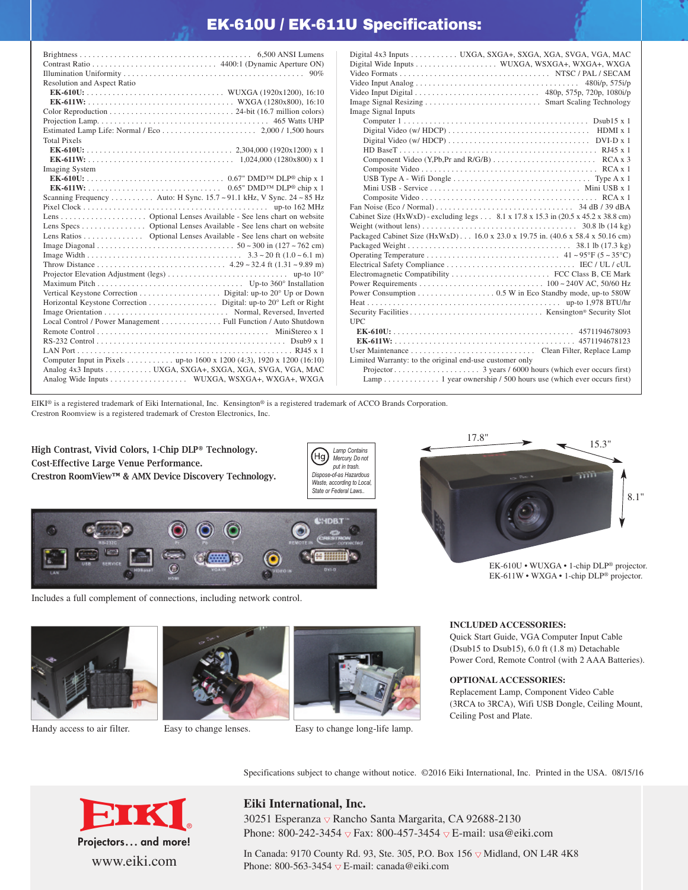# EK-610U / EK-611U Specifications:

| | |
|---|---|
| Brightness | 6,500 ANSI Lumens |
| Contrast Ratio | 4400:1 (Dynamic Aperture ON) |
| Illumination Uniformity | 90% |
| Resolution and Aspect Ratio | |
| **EK-610U:** | WUXGA (1920x1200), 16:10 |
| **EK-611W:** | WXGA (1280x800), 16:10 |
| Color Reproduction | 24-bit (16.7 million colors) |
| Projection Lamp | 465 Watts UHP |
| Estimated Lamp Life: Normal / Eco | 2,000 / 1,500 hours |
| Total Pixels | |
| **EK-610U:** | 2,304,000 (1920x1200) x 1 |
| **EK-611W:** | 1,024,000 (1280x800) x 1 |
| Imaging System | |
| **EK-610U:** | 0.67" DMD™ DLP® chip x 1 |
| **EK-611W:** | 0.65" DMD™ DLP® chip x 1 |
| Scanning Frequency | Auto: H Sync. 15.7 ~ 91.1 kHz, V Sync. 24 ~ 85 Hz |
| Pixel Clock | up-to 162 MHz |
| Lens | Optional Lenses Available - See lens chart on website |
| Lens Specs | Optional Lenses Available - See lens chart on website |
| Lens Ratios | Optional Lenses Available - See lens chart on website |
| Image Diagonal | 50 ~ 300 in (127 ~ 762 cm) |
| Image Width | 3.3 ~ 20 ft (1.0 ~ 6.1 m) |
| Throw Distance | 4.29 ~ 32.4 ft (1.31 ~ 9.89 m) |
| Projector Elevation Adjustment (legs) | up-to 10° |
| Maximum Pitch | Up-to 360° Installation |
| Vertical Keystone Correction | Digital: up-to 20° Up or Down |
| Horizontal Keystone Correction | Digital: up-to 20° Left or Right |
| Image Orientation | Normal, Reversed, Inverted |
| Local Control / Power Management | Full Function / Auto Shutdown |
| Remote Control | MiniStereo x 1 |
| RS-232 Control | Dsub9 x 1 |
| LAN Port | RJ45 x 1 |
| Computer Input in Pixels | up-to 1600 x 1200 (4:3), 1920 x 1200 (16:10) |
| Analog 4x3 Inputs | UXGA, SXGA+, SXGA, XGA, SVGA, MAC |
| Analog Wide Inputs | WUXGA, WSXGA+, WXGA+, WXGA |
| Digital 4x3 Inputs | UXGA, SXGA+, SXGA, XGA, SVGA, VGA, MAC |
| Digital Wide Inputs | WUXGA, WSXGA+, WXGA+, WXGA |
| Video Formats | NTSC / PAL / SECAM |
| Video Input Analog | 480i/p, 575i/p |
| Video Input Digital | 480p, 575p, 720p, 1080i/p |
| Image Signal Resizing | Smart Scaling Technology |
| Image Signal Inputs | |
| Computer 1 | Dsub15 x 1 |
| Digital Video (w/ HDCP) | HDMI x 1 |
| Digital Video (w/ HDCP) | DVI-D x 1 |
| HD BaseT | RJ45 x 1 |
| Component Video (Y,Pb,Pr and R/G/B) | RCA x 3 |
| Composite Video | RCA x 1 |
| USB Type A - Wifi Dongle | Type A x 1 |
| Mini USB - Service | Mini USB x 1 |
| Composite Video | RCA x 1 |
| Fan Noise (Eco / Normal) | 34 dB / 39 dBA |
| Cabinet Size (HxWxD) - excluding legs | 8.1 x 17.8 x 15.3 in (20.5 x 45.2 x 38.8 cm) |
| Weight (without lens) | 30.8 lb (14 kg) |
| Packaged Cabinet Size (HxWxD) | 16.0 x 23.0 x 19.75 in. (40.6 x 58.4 x 50.16 cm) |
| Packaged Weight | 38.1 lb (17.3 kg) |
| Operating Temperature | 41 ~ 95°F (5 ~ 35°C) |
| Electrical Safety Compliance | IEC / UL / cUL |
| Electromagnetic Compatibility | FCC Class B, CE Mark |
| Power Requirements | 100 ~ 240V AC, 50/60 Hz |
| Power Consumption | 0.5 W in Eco Standby mode, up-to 580W |
| Heat | up-to 1,978 BTU/hr |
| Security Facilities | Kensington® Security Slot |
| UPC | |
| **EK-610U:** | 4571194678093 |
| **EK-611W:** | 4571194678123 |
| User Maintenance | Clean Filter, Replace Lamp |
| Limited Warranty: to the original end-use customer only | |
| Projector | 3 years / 6000 hours (which ever occurs first) |
| Lamp | 1 year ownership / 500 hours use (which ever occurs first) |

EIKI® is a registered trademark of Eiki International, Inc. Kensington® is a registered trademark of ACCO Brands Corporation.
Crestron Roomview is a registered trademark of Creston Electronics, Inc.

**High Contrast, Vivid Colors, 1-Chip DLP® Technology.**
**Cost-Effective Large Venue Performance.**
**Crestron RoomView™ & AMX Device Discovery Technology.**

Hg Lamp Contains Mercury. Do not put in trash. Dispose-of-as Hazardous Waste, according to Local, State or Federal Laws.

17.8"
15.3"
8.1"

EK-610U • WUXGA • 1-chip DLP® projector.
EK-611W • WXGA • 1-chip DLP® projector.

Includes a full complement of connections, including network control.

Handy access to air filter.

Easy to change lenses.

Easy to change long-life lamp.

**INCLUDED ACCESSORIES:**
Quick Start Guide, VGA Computer Input Cable (Dsub15 to Dsub15), 6.0 ft (1.8 m) Detachable Power Cord, Remote Control (with 2 AAA Batteries).

**OPTIONAL ACCESSORIES:**
Replacement Lamp, Component Video Cable (3RCA to 3RCA), Wifi USB Dongle, Ceiling Mount, Ceiling Post and Plate.

Specifications subject to change without notice. ©2016 Eiki International, Inc. Printed in the USA. 08/15/16

EIKI® Projectors… and more!
www.eiki.com

**Eiki International, Inc.**
30251 Esperanza ▽ Rancho Santa Margarita, CA 92688-2130
Phone: 800-242-3454 ▽ Fax: 800-457-3454 ▽ E-mail: usa@eiki.com

In Canada: 9170 County Rd. 93, Ste. 305, P.O. Box 156 ▽ Midland, ON L4R 4K8
Phone: 800-563-3454 ▽ E-mail: canada@eiki.com